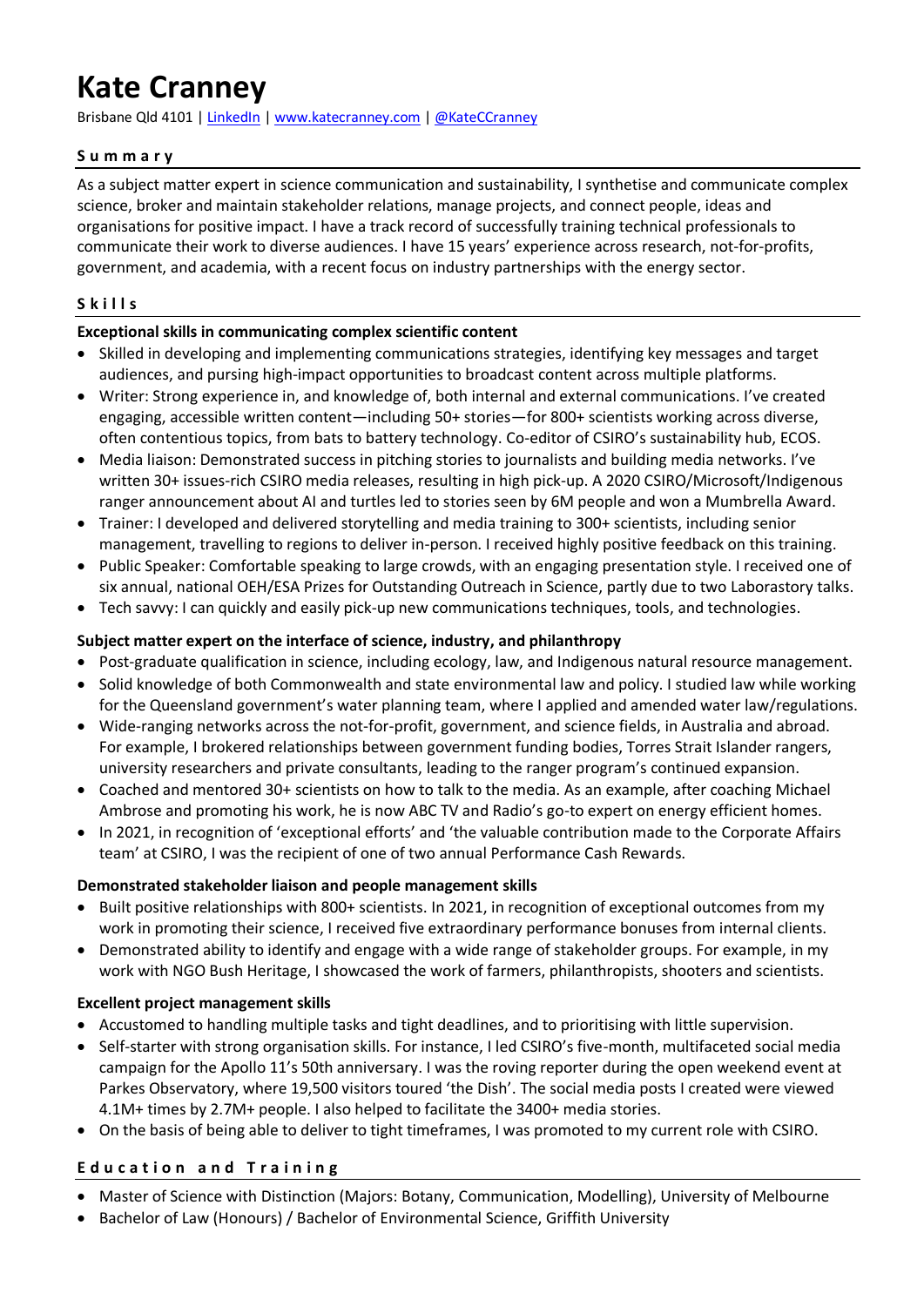# Kate Cranney

Brisbane Qld 4101 | LinkedIn | www.katecranney.com | @KateCCranney

## Summary

As a subject matter expert in science communication and sustainability, I synthetise and communicate complex science, broker and maintain stakeholder relations, manage projects, and connect people, ideas and organisations for positive impact. I have a track record of successfully training technical professionals to communicate their work to diverse audiences. I have 15 years' experience across research, not-for-profits, government, and academia, with a recent focus on industry partnerships with the energy sector.

## Skills

### Exceptional skills in communicating complex scientific content

- Skilled in developing and implementing communications strategies, identifying key messages and target audiences, and pursing high-impact opportunities to broadcast content across multiple platforms.
- Writer: Strong experience in, and knowledge of, both internal and external communications. I've created engaging, accessible written content—including 50+ stories—for 800+ scientists working across diverse, often contentious topics, from bats to battery technology. Co-editor of CSIRO's sustainability hub, ECOS.
- Media liaison: Demonstrated success in pitching stories to journalists and building media networks. I've written 30+ issues-rich CSIRO media releases, resulting in high pick-up. A 2020 CSIRO/Microsoft/Indigenous ranger announcement about AI and turtles led to stories seen by 6M people and won a Mumbrella Award.
- Trainer: I developed and delivered storytelling and media training to 300+ scientists, including senior management, travelling to regions to deliver in-person. I received highly positive feedback on this training.
- Public Speaker: Comfortable speaking to large crowds, with an engaging presentation style. I received one of six annual, national OEH/ESA Prizes for Outstanding Outreach in Science, partly due to two Laboratory talks.
- Tech savvy: I can quickly and easily pick-up new communications techniques, tools, and technologies.

### Subject matter expert on the interface of science, industry, and philanthropy

- Post-graduate qualification in science, including ecology, law, and Indigenous natural resource management.
- Solid knowledge of both Commonwealth and state environmental law and policy. I studied law while working for the Queensland government's water planning team, where I applied and amended water law/regulations.
- Wide-ranging networks across the not-for-profit, government, and science fields, in Australia and abroad. For example, I brokered relationships between government funding bodies, Torres Strait Islander rangers, university researchers and private consultants, leading to the ranger program's continued expansion.
- Coached and mentored 30+ scientists on how to talk to the media. As an example, after coaching Michael Ambrose and promoting his work, he is now ABC TV and Radio's go-to expert on energy efficient homes.
- In 2021, in recognition of 'exceptional efforts' and 'the valuable contribution made to the Corporate Affairs team' at CSIRO, I was the recipient of one of two annual Performance Cash Rewards.

### Demonstrated stakeholder liaison and people management skills

- Built positive relationships with 800+ scientists. In 2021, in recognition of exceptional outcomes from my work in promoting their science, I received five extraordinary performance bonuses from internal clients.
- Demonstrated ability to identify and engage with a wide range of stakeholder groups. For example, in my work with NGO Bush Heritage, I showcased the work of farmers, philanthropists, shooters and scientists.

### Excellent project management skills

- Accustomed to handling multiple tasks and tight deadlines, and to prioritising with little supervision.
- Self-starter with strong organisation skills. For instance, I led CSIRO's five-month, multifaceted social media campaign for the Apollo 11's 50th anniversary. I was the roving reporter during the open weekend event at Parkes Observatory, where 19,500 visitors toured 'the Dish'. The social media posts I created were viewed 4.1M+ times by 2.7M+ people. I also helped to facilitate the 3400+ media stories.
- On the basis of being able to deliver to tight timeframes, I was promoted to my current role with CSIRO.

## Education and Training

- Master of Science with Distinction (Majors: Botany, Communication, Modelling), University of Melbourne
- Bachelor of Law (Honours) / Bachelor of Environmental Science, Griffith University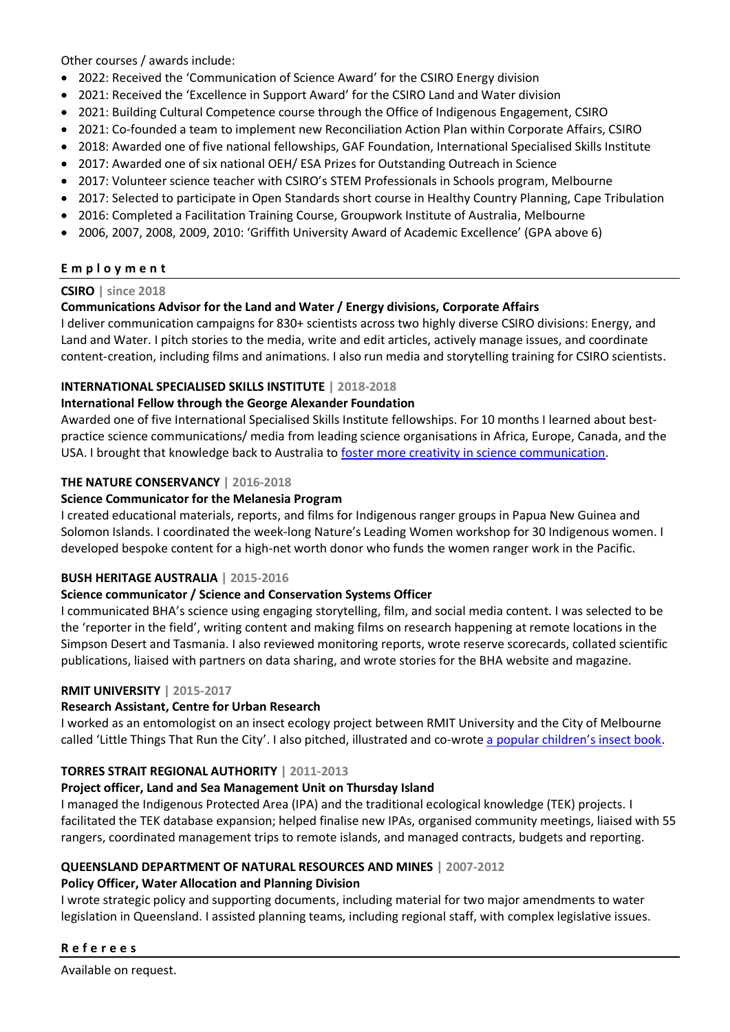Other courses / awards include:

- 2022: Received the 'Communication of Science Award' for the CSIRO Energy division
- 2021: Received the 'Excellence in Support Award' for the CSIRO Land and Water division
- 2021: Building Cultural Competence course through the Office of Indigenous Engagement, CSIRO
- 2021: Co-founded a team to implement new Reconciliation Action Plan within Corporate Affairs, CSIRO
- 2018: Awarded one of five national fellowships, GAF Foundation, International Specialised Skills Institute
- 2017: Awarded one of six national OEH/ ESA Prizes for Outstanding Outreach in Science
- 2017: Volunteer science teacher with CSIRO's STEM Professionals in Schools program, Melbourne
- 2017: Selected to participate in Open Standards short course in Healthy Country Planning, Cape Tribulation
- 2016: Completed a Facilitation Training Course, Groupwork Institute of Australia, Melbourne
- 2006, 2007, 2008, 2009, 2010: 'Griffith University Award of Academic Excellence' (GPA above 6)

## Employment

**CSIRO | since 2018**

**Communications Advisor for the Land and Water / Energy divisions, Corporate Affairs**

I deliver communication campaigns for 830+ scientists across two highly diverse CSIRO divisions: Energy, and Land and Water. I pitch stories to the media, write and edit articles, actively manage issues, and coordinate content-creation, including films and animations. I also run media and storytelling training for CSIRO scientists.

**INTERNATIONAL SPECIALISED SKILLS INSTITUTE | 2018-2018**

**International Fellow through the George Alexander Foundation**

Awarded one of five International Specialised Skills Institute fellowships. For 10 months I learned about best-practice science communications/ media from leading science organisations in Africa, Europe, Canada, and the USA. I brought that knowledge back to Australia to foster more creativity in science communication.

**THE NATURE CONSERVANCY | 2016-2018**

**Science Communicator for the Melanesia Program**

I created educational materials, reports, and films for Indigenous ranger groups in Papua New Guinea and Solomon Islands. I coordinated the week-long Nature's Leading Women workshop for 30 Indigenous women. I developed bespoke content for a high-net worth donor who funds the women ranger work in the Pacific.

**BUSH HERITAGE AUSTRALIA | 2015-2016**

**Science communicator / Science and Conservation Systems Officer**

I communicated BHA's science using engaging storytelling, film, and social media content. I was selected to be the 'reporter in the field', writing content and making films on research happening at remote locations in the Simpson Desert and Tasmania. I also reviewed monitoring reports, wrote reserve scorecards, collated scientific publications, liaised with partners on data sharing, and wrote stories for the BHA website and magazine.

**RMIT UNIVERSITY | 2015-2017**

**Research Assistant, Centre for Urban Research**

I worked as an entomologist on an insect ecology project between RMIT University and the City of Melbourne called 'Little Things That Run the City'. I also pitched, illustrated and co-wrote a popular children's insect book.

**TORRES STRAIT REGIONAL AUTHORITY | 2011-2013**

**Project officer, Land and Sea Management Unit on Thursday Island**

I managed the Indigenous Protected Area (IPA) and the traditional ecological knowledge (TEK) projects. I facilitated the TEK database expansion; helped finalise new IPAs, organised community meetings, liaised with 55 rangers, coordinated management trips to remote islands, and managed contracts, budgets and reporting.

**QUEENSLAND DEPARTMENT OF NATURAL RESOURCES AND MINES | 2007-2012**

**Policy Officer, Water Allocation and Planning Division**

I wrote strategic policy and supporting documents, including material for two major amendments to water legislation in Queensland. I assisted planning teams, including regional staff, with complex legislative issues.

## Referees

Available on request.